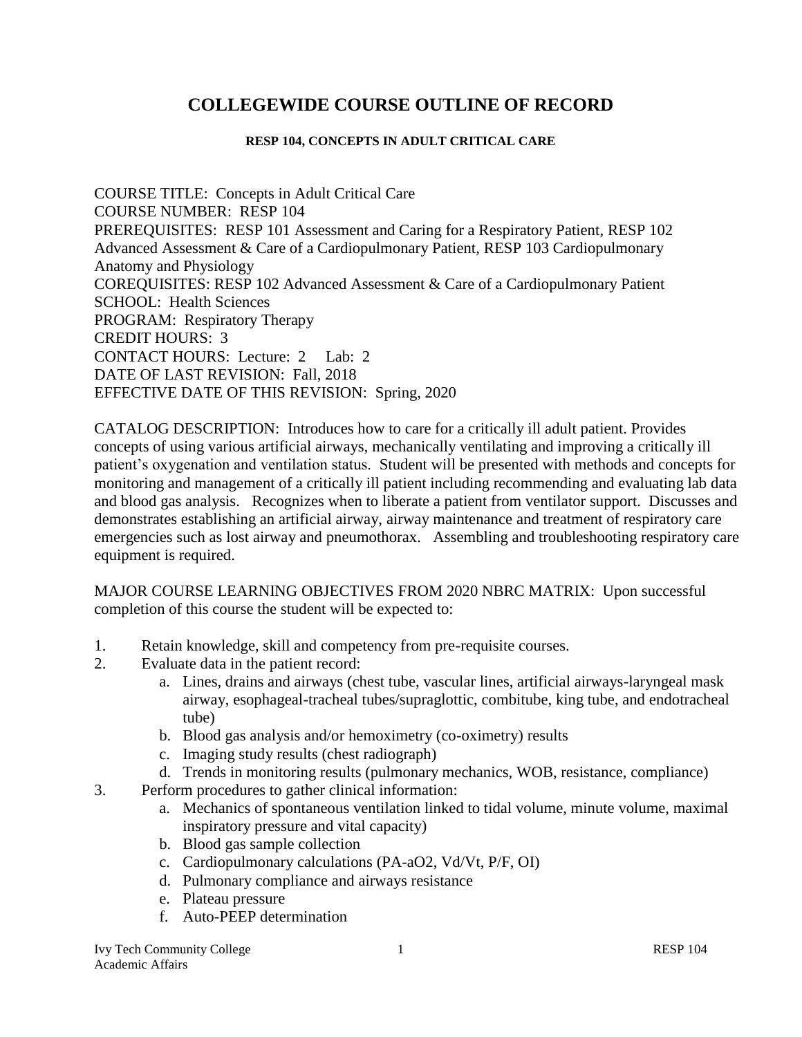# COLLEGEWIDE COURSE OUTLINE OF RECORD

### RESP 104, CONCEPTS IN ADULT CRITICAL CARE

COURSE TITLE: Concepts in Adult Critical Care
COURSE NUMBER: RESP 104
PREREQUISITES: RESP 101 Assessment and Caring for a Respiratory Patient, RESP 102 Advanced Assessment & Care of a Cardiopulmonary Patient, RESP 103 Cardiopulmonary Anatomy and Physiology
COREQUISITES: RESP 102 Advanced Assessment & Care of a Cardiopulmonary Patient
SCHOOL: Health Sciences
PROGRAM: Respiratory Therapy
CREDIT HOURS: 3
CONTACT HOURS: Lecture: 2 Lab: 2
DATE OF LAST REVISION: Fall, 2018
EFFECTIVE DATE OF THIS REVISION: Spring, 2020

CATALOG DESCRIPTION: Introduces how to care for a critically ill adult patient. Provides concepts of using various artificial airways, mechanically ventilating and improving a critically ill patient's oxygenation and ventilation status. Student will be presented with methods and concepts for monitoring and management of a critically ill patient including recommending and evaluating lab data and blood gas analysis. Recognizes when to liberate a patient from ventilator support. Discusses and demonstrates establishing an artificial airway, airway maintenance and treatment of respiratory care emergencies such as lost airway and pneumothorax. Assembling and troubleshooting respiratory care equipment is required.

MAJOR COURSE LEARNING OBJECTIVES FROM 2020 NBRC MATRIX: Upon successful completion of this course the student will be expected to:

1. Retain knowledge, skill and competency from pre-requisite courses.
2. Evaluate data in the patient record:
   a. Lines, drains and airways (chest tube, vascular lines, artificial airways-laryngeal mask airway, esophageal-tracheal tubes/supraglottic, combitube, king tube, and endotracheal tube)
   b. Blood gas analysis and/or hemoximetry (co-oximetry) results
   c. Imaging study results (chest radiograph)
   d. Trends in monitoring results (pulmonary mechanics, WOB, resistance, compliance)
3. Perform procedures to gather clinical information:
   a. Mechanics of spontaneous ventilation linked to tidal volume, minute volume, maximal inspiratory pressure and vital capacity)
   b. Blood gas sample collection
   c. Cardiopulmonary calculations (PA-aO2, Vd/Vt, P/F, OI)
   d. Pulmonary compliance and airways resistance
   e. Plateau pressure
   f. Auto-PEEP determination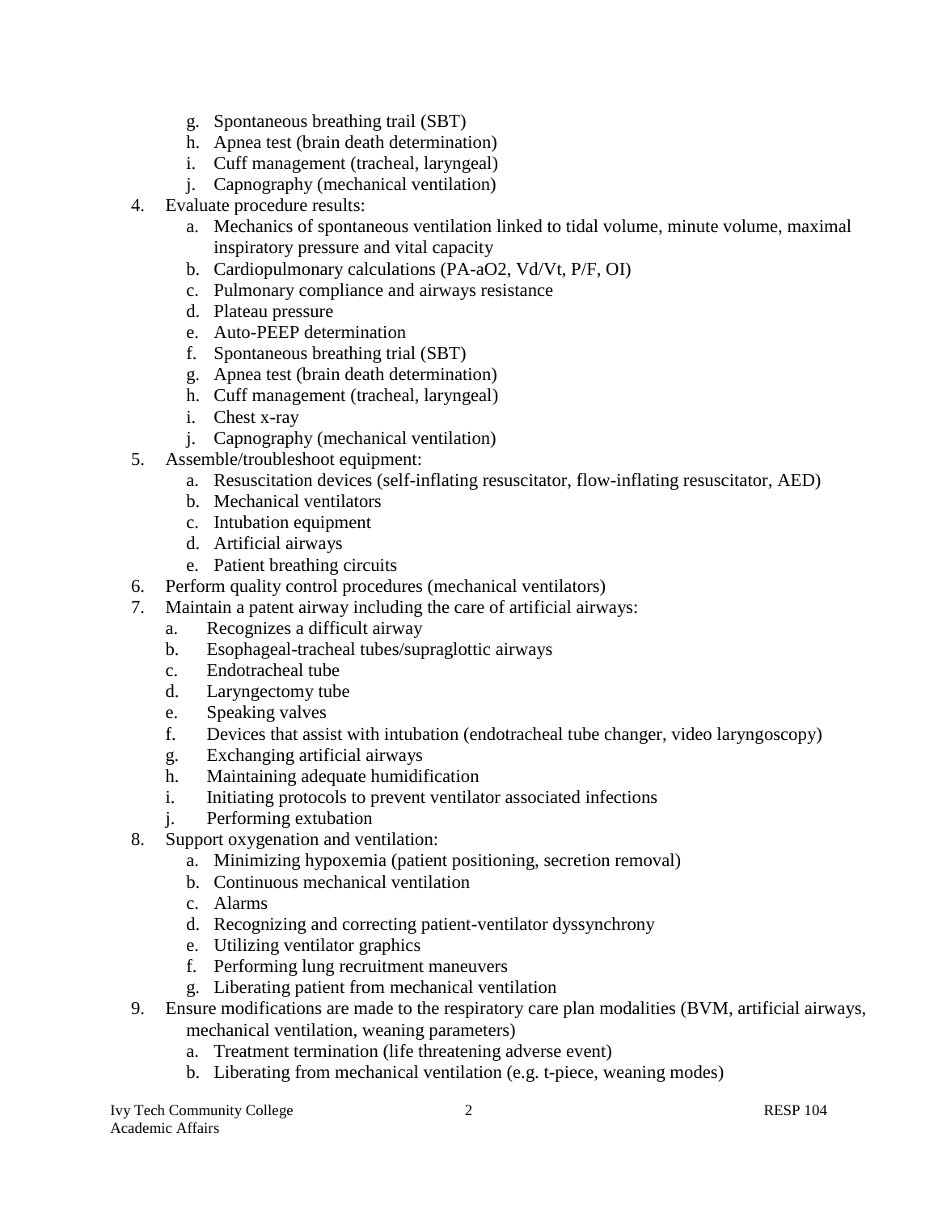g. Spontaneous breathing trail (SBT)
   h. Apnea test (brain death determination)
   i. Cuff management (tracheal, laryngeal)
   j. Capnography (mechanical ventilation)
4. Evaluate procedure results:
   a. Mechanics of spontaneous ventilation linked to tidal volume, minute volume, maximal inspiratory pressure and vital capacity
   b. Cardiopulmonary calculations (PA-aO2, Vd/Vt, P/F, OI)
   c. Pulmonary compliance and airways resistance
   d. Plateau pressure
   e. Auto-PEEP determination
   f. Spontaneous breathing trial (SBT)
   g. Apnea test (brain death determination)
   h. Cuff management (tracheal, laryngeal)
   i. Chest x-ray
   j. Capnography (mechanical ventilation)
5. Assemble/troubleshoot equipment:
   a. Resuscitation devices (self-inflating resuscitator, flow-inflating resuscitator, AED)
   b. Mechanical ventilators
   c. Intubation equipment
   d. Artificial airways
   e. Patient breathing circuits
6. Perform quality control procedures (mechanical ventilators)
7. Maintain a patent airway including the care of artificial airways:
   a. Recognizes a difficult airway
   b. Esophageal-tracheal tubes/supraglottic airways
   c. Endotracheal tube
   d. Laryngectomy tube
   e. Speaking valves
   f. Devices that assist with intubation (endotracheal tube changer, video laryngoscopy)
   g. Exchanging artificial airways
   h. Maintaining adequate humidification
   i. Initiating protocols to prevent ventilator associated infections
   j. Performing extubation
8. Support oxygenation and ventilation:
   a. Minimizing hypoxemia (patient positioning, secretion removal)
   b. Continuous mechanical ventilation
   c. Alarms
   d. Recognizing and correcting patient-ventilator dyssynchrony
   e. Utilizing ventilator graphics
   f. Performing lung recruitment maneuvers
   g. Liberating patient from mechanical ventilation
9. Ensure modifications are made to the respiratory care plan modalities (BVM, artificial airways, mechanical ventilation, weaning parameters)
   a. Treatment termination (life threatening adverse event)
   b. Liberating from mechanical ventilation (e.g. t-piece, weaning modes)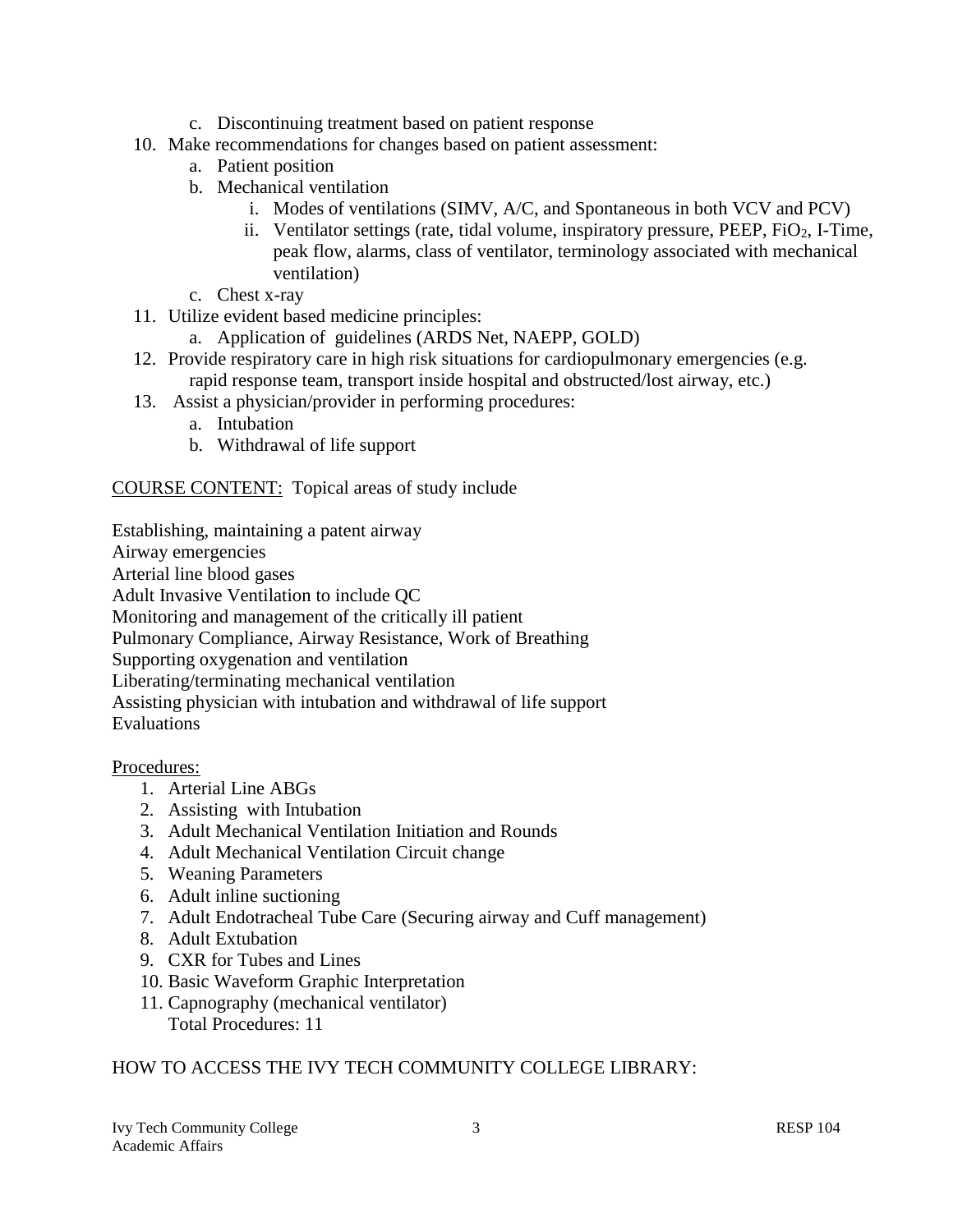c. Discontinuing treatment based on patient response

10. Make recommendations for changes based on patient assessment:
    a. Patient position
    b. Mechanical ventilation
        i. Modes of ventilations (SIMV, A/C, and Spontaneous in both VCV and PCV)
        ii. Ventilator settings (rate, tidal volume, inspiratory pressure, PEEP, $FiO_2$, I-Time, peak flow, alarms, class of ventilator, terminology associated with mechanical ventilation)
    c. Chest x-ray
11. Utilize evident based medicine principles:
    a. Application of guidelines (ARDS Net, NAEPP, GOLD)
12. Provide respiratory care in high risk situations for cardiopulmonary emergencies (e.g. rapid response team, transport inside hospital and obstructed/lost airway, etc.)
13. Assist a physician/provider in performing procedures:
    a. Intubation
    b. Withdrawal of life support

<u>COURSE CONTENT:</u> Topical areas of study include

Establishing, maintaining a patent airway
Airway emergencies
Arterial line blood gases
Adult Invasive Ventilation to include QC
Monitoring and management of the critically ill patient
Pulmonary Compliance, Airway Resistance, Work of Breathing
Supporting oxygenation and ventilation
Liberating/terminating mechanical ventilation
Assisting physician with intubation and withdrawal of life support
Evaluations

<u>Procedures:</u>

1. Arterial Line ABGs
2. Assisting with Intubation
3. Adult Mechanical Ventilation Initiation and Rounds
4. Adult Mechanical Ventilation Circuit change
5. Weaning Parameters
6. Adult inline suctioning
7. Adult Endotracheal Tube Care (Securing airway and Cuff management)
8. Adult Extubation
9. CXR for Tubes and Lines
10. Basic Waveform Graphic Interpretation
11. Capnography (mechanical ventilator)

    Total Procedures: 11

HOW TO ACCESS THE IVY TECH COMMUNITY COLLEGE LIBRARY: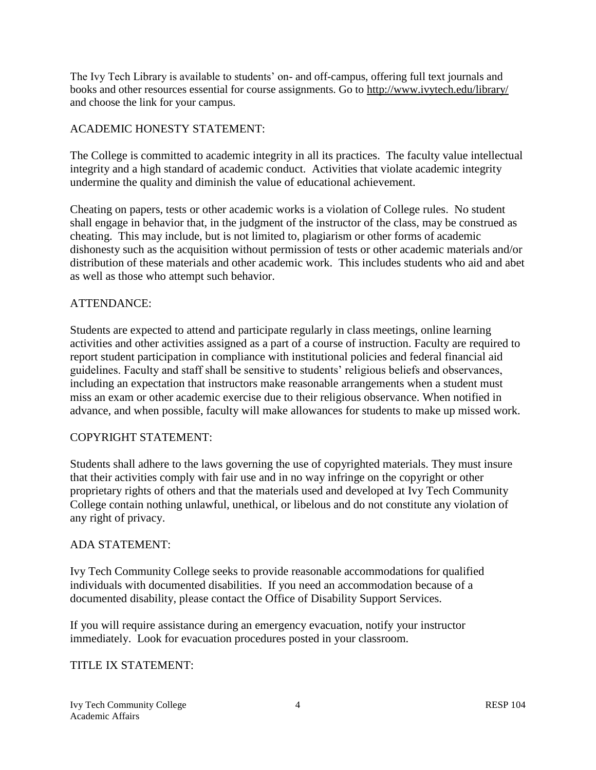The Ivy Tech Library is available to students' on- and off-campus, offering full text journals and books and other resources essential for course assignments. Go to http://www.ivytech.edu/library/ and choose the link for your campus.

## ACADEMIC HONESTY STATEMENT:

The College is committed to academic integrity in all its practices. The faculty value intellectual integrity and a high standard of academic conduct. Activities that violate academic integrity undermine the quality and diminish the value of educational achievement.

Cheating on papers, tests or other academic works is a violation of College rules. No student shall engage in behavior that, in the judgment of the instructor of the class, may be construed as cheating. This may include, but is not limited to, plagiarism or other forms of academic dishonesty such as the acquisition without permission of tests or other academic materials and/or distribution of these materials and other academic work. This includes students who aid and abet as well as those who attempt such behavior.

## ATTENDANCE:

Students are expected to attend and participate regularly in class meetings, online learning activities and other activities assigned as a part of a course of instruction. Faculty are required to report student participation in compliance with institutional policies and federal financial aid guidelines. Faculty and staff shall be sensitive to students' religious beliefs and observances, including an expectation that instructors make reasonable arrangements when a student must miss an exam or other academic exercise due to their religious observance. When notified in advance, and when possible, faculty will make allowances for students to make up missed work.

## COPYRIGHT STATEMENT:

Students shall adhere to the laws governing the use of copyrighted materials. They must insure that their activities comply with fair use and in no way infringe on the copyright or other proprietary rights of others and that the materials used and developed at Ivy Tech Community College contain nothing unlawful, unethical, or libelous and do not constitute any violation of any right of privacy.

## ADA STATEMENT:

Ivy Tech Community College seeks to provide reasonable accommodations for qualified individuals with documented disabilities. If you need an accommodation because of a documented disability, please contact the Office of Disability Support Services.

If you will require assistance during an emergency evacuation, notify your instructor immediately. Look for evacuation procedures posted in your classroom.

## TITLE IX STATEMENT: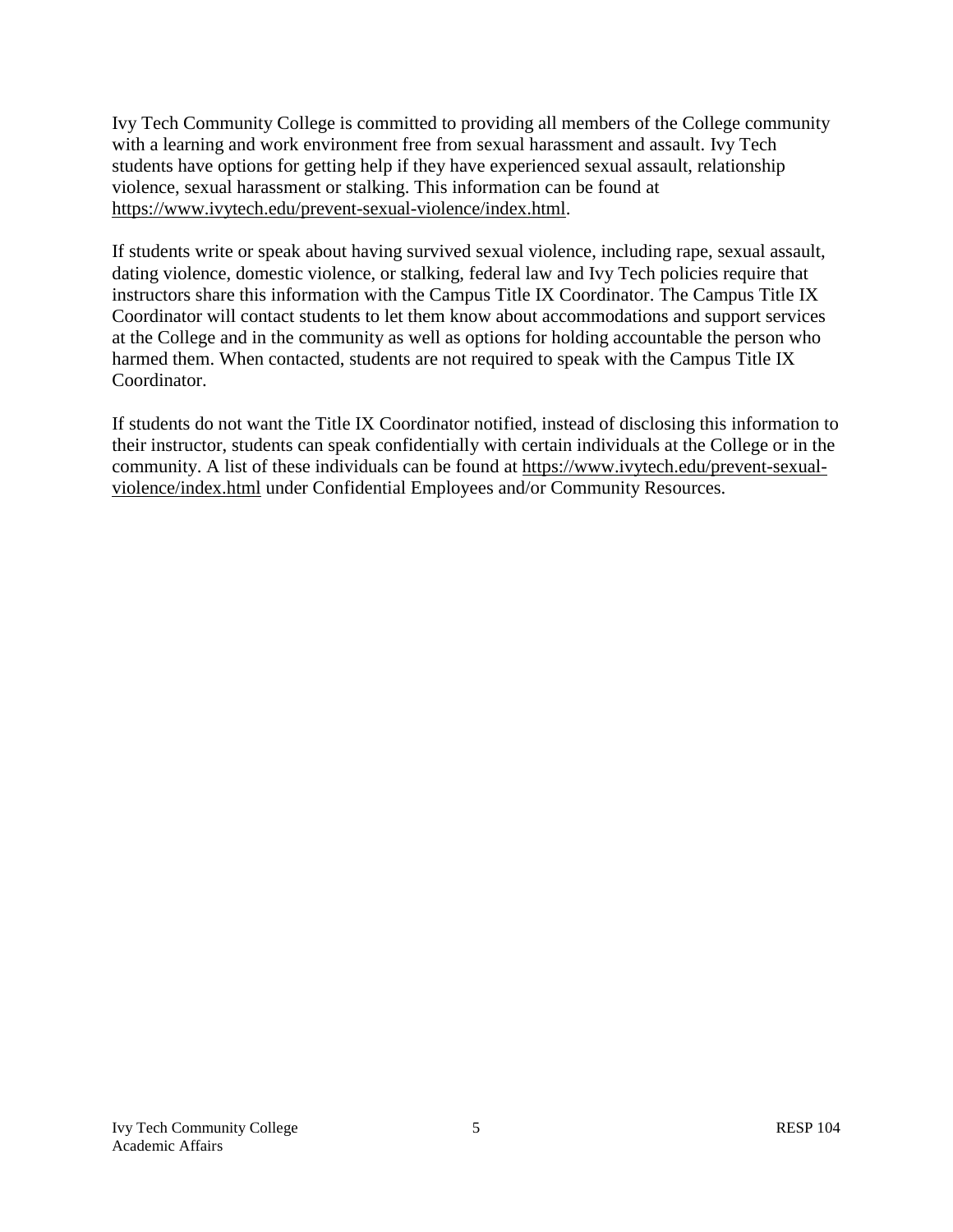Ivy Tech Community College is committed to providing all members of the College community with a learning and work environment free from sexual harassment and assault. Ivy Tech students have options for getting help if they have experienced sexual assault, relationship violence, sexual harassment or stalking. This information can be found at https://www.ivytech.edu/prevent-sexual-violence/index.html.

If students write or speak about having survived sexual violence, including rape, sexual assault, dating violence, domestic violence, or stalking, federal law and Ivy Tech policies require that instructors share this information with the Campus Title IX Coordinator. The Campus Title IX Coordinator will contact students to let them know about accommodations and support services at the College and in the community as well as options for holding accountable the person who harmed them. When contacted, students are not required to speak with the Campus Title IX Coordinator.

If students do not want the Title IX Coordinator notified, instead of disclosing this information to their instructor, students can speak confidentially with certain individuals at the College or in the community. A list of these individuals can be found at https://www.ivytech.edu/prevent-sexual-violence/index.html under Confidential Employees and/or Community Resources.